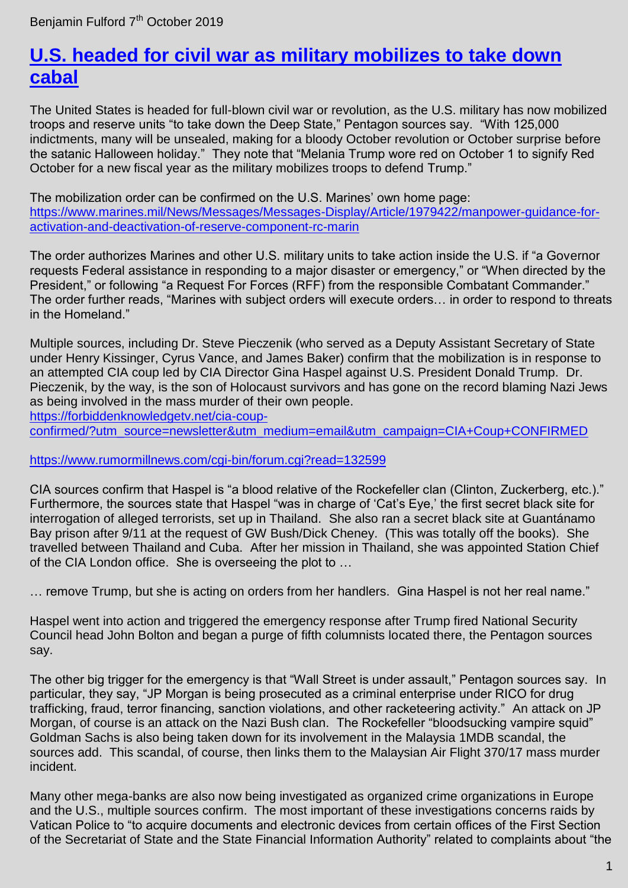Benjamin Fulford 7th October 2019

# [U.S. headed for civil war as military mobilizes to take down cabal]()

The United States is headed for full-blown civil war or revolution, as the U.S. military has now mobilized troops and reserve units "to take down the Deep State," Pentagon sources say. "With 125,000 indictments, many will be unsealed, making for a bloody October revolution or October surprise before the satanic Halloween holiday." They note that "Melania Trump wore red on October 1 to signify Red October for a new fiscal year as the military mobilizes troops to defend Trump."

The mobilization order can be confirmed on the U.S. Marines' own home page: https://www.marines.mil/News/Messages/Messages-Display/Article/1979422/manpower-guidance-for-activation-and-deactivation-of-reserve-component-rc-marin

The order authorizes Marines and other U.S. military units to take action inside the U.S. if "a Governor requests Federal assistance in responding to a major disaster or emergency," or "When directed by the President," or following "a Request For Forces (RFF) from the responsible Combatant Commander." The order further reads, "Marines with subject orders will execute orders… in order to respond to threats in the Homeland."

Multiple sources, including Dr. Steve Pieczenik (who served as a Deputy Assistant Secretary of State under Henry Kissinger, Cyrus Vance, and James Baker) confirm that the mobilization is in response to an attempted CIA coup led by CIA Director Gina Haspel against U.S. President Donald Trump. Dr. Pieczenik, by the way, is the son of Holocaust survivors and has gone on the record blaming Nazi Jews as being involved in the mass murder of their own people.
https://forbiddenknowledgetv.net/cia-coup-confirmed/?utm_source=newsletter&utm_medium=email&utm_campaign=CIA+Coup+CONFIRMED

https://www.rumormillnews.com/cgi-bin/forum.cgi?read=132599

CIA sources confirm that Haspel is "a blood relative of the Rockefeller clan (Clinton, Zuckerberg, etc.)." Furthermore, the sources state that Haspel "was in charge of 'Cat's Eye,' the first secret black site for interrogation of alleged terrorists, set up in Thailand. She also ran a secret black site at Guantánamo Bay prison after 9/11 at the request of GW Bush/Dick Cheney. (This was totally off the books). She travelled between Thailand and Cuba. After her mission in Thailand, she was appointed Station Chief of the CIA London office. She is overseeing the plot to …

… remove Trump, but she is acting on orders from her handlers. Gina Haspel is not her real name."

Haspel went into action and triggered the emergency response after Trump fired National Security Council head John Bolton and began a purge of fifth columnists located there, the Pentagon sources say.

The other big trigger for the emergency is that "Wall Street is under assault," Pentagon sources say. In particular, they say, "JP Morgan is being prosecuted as a criminal enterprise under RICO for drug trafficking, fraud, terror financing, sanction violations, and other racketeering activity." An attack on JP Morgan, of course is an attack on the Nazi Bush clan. The Rockefeller "bloodsucking vampire squid" Goldman Sachs is also being taken down for its involvement in the Malaysia 1MDB scandal, the sources add. This scandal, of course, then links them to the Malaysian Air Flight 370/17 mass murder incident.

Many other mega-banks are also now being investigated as organized crime organizations in Europe and the U.S., multiple sources confirm. The most important of these investigations concerns raids by Vatican Police to "to acquire documents and electronic devices from certain offices of the First Section of the Secretariat of State and the State Financial Information Authority" related to complaints about "the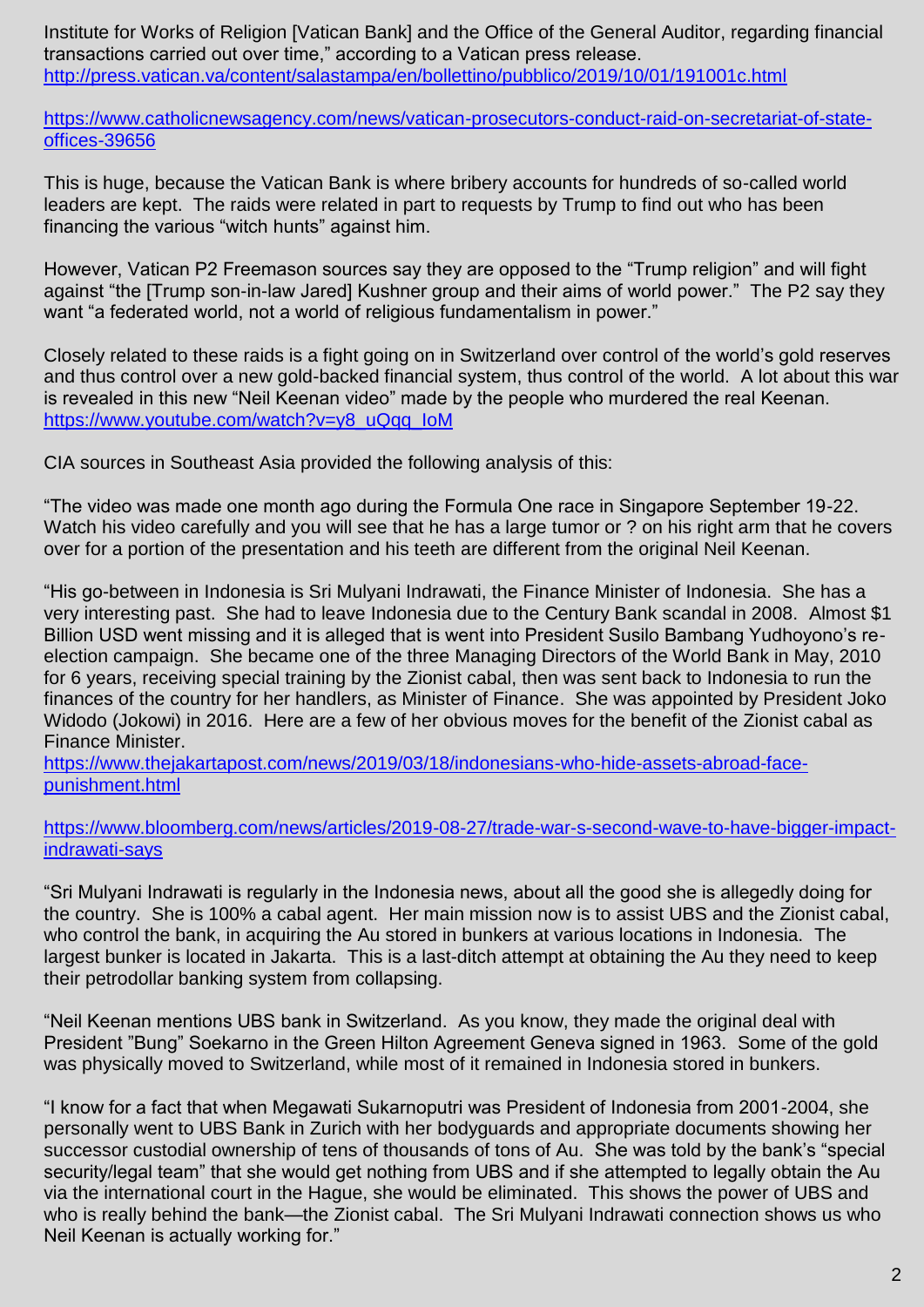Institute for Works of Religion [Vatican Bank] and the Office of the General Auditor, regarding financial transactions carried out over time," according to a Vatican press release.
http://press.vatican.va/content/salastampa/en/bollettino/pubblico/2019/10/01/191001c.html

https://www.catholicnewsagency.com/news/vatican-prosecutors-conduct-raid-on-secretariat-of-state-offices-39656

This is huge, because the Vatican Bank is where bribery accounts for hundreds of so-called world leaders are kept. The raids were related in part to requests by Trump to find out who has been financing the various "witch hunts" against him.

However, Vatican P2 Freemason sources say they are opposed to the "Trump religion" and will fight against "the [Trump son-in-law Jared] Kushner group and their aims of world power." The P2 say they want "a federated world, not a world of religious fundamentalism in power."

Closely related to these raids is a fight going on in Switzerland over control of the world's gold reserves and thus control over a new gold-backed financial system, thus control of the world. A lot about this war is revealed in this new "Neil Keenan video" made by the people who murdered the real Keenan.
https://www.youtube.com/watch?v=y8_uQqq_IoM

CIA sources in Southeast Asia provided the following analysis of this:

"The video was made one month ago during the Formula One race in Singapore September 19-22. Watch his video carefully and you will see that he has a large tumor or ? on his right arm that he covers over for a portion of the presentation and his teeth are different from the original Neil Keenan.

"His go-between in Indonesia is Sri Mulyani Indrawati, the Finance Minister of Indonesia. She has a very interesting past. She had to leave Indonesia due to the Century Bank scandal in 2008. Almost $1 Billion USD went missing and it is alleged that is went into President Susilo Bambang Yudhoyono's re-election campaign. She became one of the three Managing Directors of the World Bank in May, 2010 for 6 years, receiving special training by the Zionist cabal, then was sent back to Indonesia to run the finances of the country for her handlers, as Minister of Finance. She was appointed by President Joko Widodo (Jokowi) in 2016. Here are a few of her obvious moves for the benefit of the Zionist cabal as Finance Minister.
https://www.thejakartapost.com/news/2019/03/18/indonesians-who-hide-assets-abroad-face-punishment.html

https://www.bloomberg.com/news/articles/2019-08-27/trade-war-s-second-wave-to-have-bigger-impact-indrawati-says

"Sri Mulyani Indrawati is regularly in the Indonesia news, about all the good she is allegedly doing for the country. She is 100% a cabal agent. Her main mission now is to assist UBS and the Zionist cabal, who control the bank, in acquiring the Au stored in bunkers at various locations in Indonesia. The largest bunker is located in Jakarta. This is a last-ditch attempt at obtaining the Au they need to keep their petrodollar banking system from collapsing.

"Neil Keenan mentions UBS bank in Switzerland. As you know, they made the original deal with President "Bung" Soekarno in the Green Hilton Agreement Geneva signed in 1963. Some of the gold was physically moved to Switzerland, while most of it remained in Indonesia stored in bunkers.

"I know for a fact that when Megawati Sukarnoputri was President of Indonesia from 2001-2004, she personally went to UBS Bank in Zurich with her bodyguards and appropriate documents showing her successor custodial ownership of tens of thousands of tons of Au. She was told by the bank's "special security/legal team" that she would get nothing from UBS and if she attempted to legally obtain the Au via the international court in the Hague, she would be eliminated. This shows the power of UBS and who is really behind the bank—the Zionist cabal. The Sri Mulyani Indrawati connection shows us who Neil Keenan is actually working for."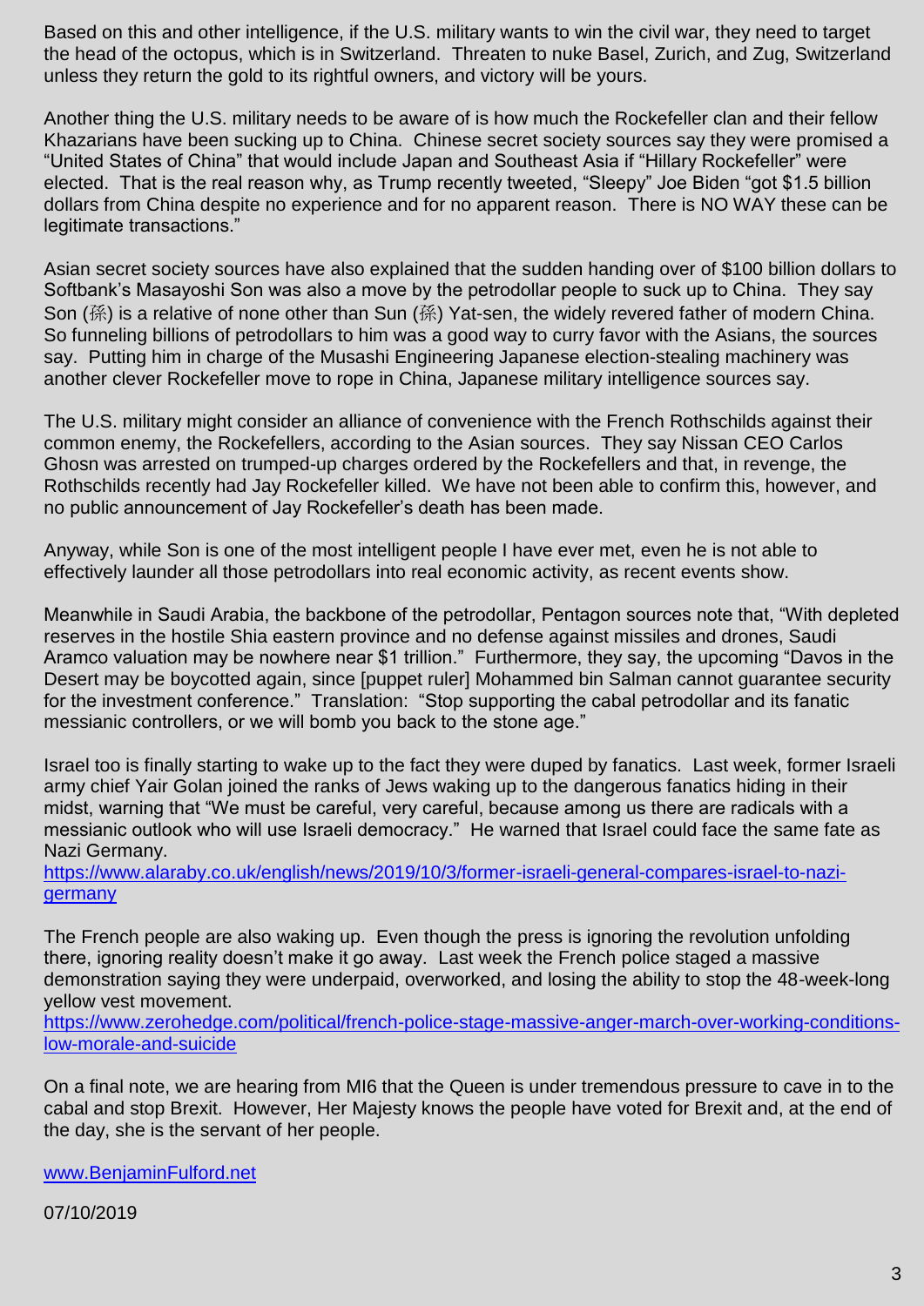Based on this and other intelligence, if the U.S. military wants to win the civil war, they need to target the head of the octopus, which is in Switzerland. Threaten to nuke Basel, Zurich, and Zug, Switzerland unless they return the gold to its rightful owners, and victory will be yours.

Another thing the U.S. military needs to be aware of is how much the Rockefeller clan and their fellow Khazarians have been sucking up to China. Chinese secret society sources say they were promised a "United States of China" that would include Japan and Southeast Asia if "Hillary Rockefeller" were elected. That is the real reason why, as Trump recently tweeted, "Sleepy" Joe Biden "got $1.5 billion dollars from China despite no experience and for no apparent reason. There is NO WAY these can be legitimate transactions."

Asian secret society sources have also explained that the sudden handing over of $100 billion dollars to Softbank's Masayoshi Son was also a move by the petrodollar people to suck up to China. They say Son (孫) is a relative of none other than Sun (孫) Yat-sen, the widely revered father of modern China. So funneling billions of petrodollars to him was a good way to curry favor with the Asians, the sources say. Putting him in charge of the Musashi Engineering Japanese election-stealing machinery was another clever Rockefeller move to rope in China, Japanese military intelligence sources say.

The U.S. military might consider an alliance of convenience with the French Rothschilds against their common enemy, the Rockefellers, according to the Asian sources. They say Nissan CEO Carlos Ghosn was arrested on trumped-up charges ordered by the Rockefellers and that, in revenge, the Rothschilds recently had Jay Rockefeller killed. We have not been able to confirm this, however, and no public announcement of Jay Rockefeller's death has been made.

Anyway, while Son is one of the most intelligent people I have ever met, even he is not able to effectively launder all those petrodollars into real economic activity, as recent events show.

Meanwhile in Saudi Arabia, the backbone of the petrodollar, Pentagon sources note that, "With depleted reserves in the hostile Shia eastern province and no defense against missiles and drones, Saudi Aramco valuation may be nowhere near $1 trillion." Furthermore, they say, the upcoming "Davos in the Desert may be boycotted again, since [puppet ruler] Mohammed bin Salman cannot guarantee security for the investment conference." Translation: "Stop supporting the cabal petrodollar and its fanatic messianic controllers, or we will bomb you back to the stone age."

Israel too is finally starting to wake up to the fact they were duped by fanatics. Last week, former Israeli army chief Yair Golan joined the ranks of Jews waking up to the dangerous fanatics hiding in their midst, warning that "We must be careful, very careful, because among us there are radicals with a messianic outlook who will use Israeli democracy." He warned that Israel could face the same fate as Nazi Germany.
https://www.alaraby.co.uk/english/news/2019/10/3/former-israeli-general-compares-israel-to-nazi-germany

The French people are also waking up. Even though the press is ignoring the revolution unfolding there, ignoring reality doesn't make it go away. Last week the French police staged a massive demonstration saying they were underpaid, overworked, and losing the ability to stop the 48-week-long yellow vest movement.
https://www.zerohedge.com/political/french-police-stage-massive-anger-march-over-working-conditions-low-morale-and-suicide

On a final note, we are hearing from MI6 that the Queen is under tremendous pressure to cave in to the cabal and stop Brexit. However, Her Majesty knows the people have voted for Brexit and, at the end of the day, she is the servant of her people.

www.BenjaminFulford.net

07/10/2019